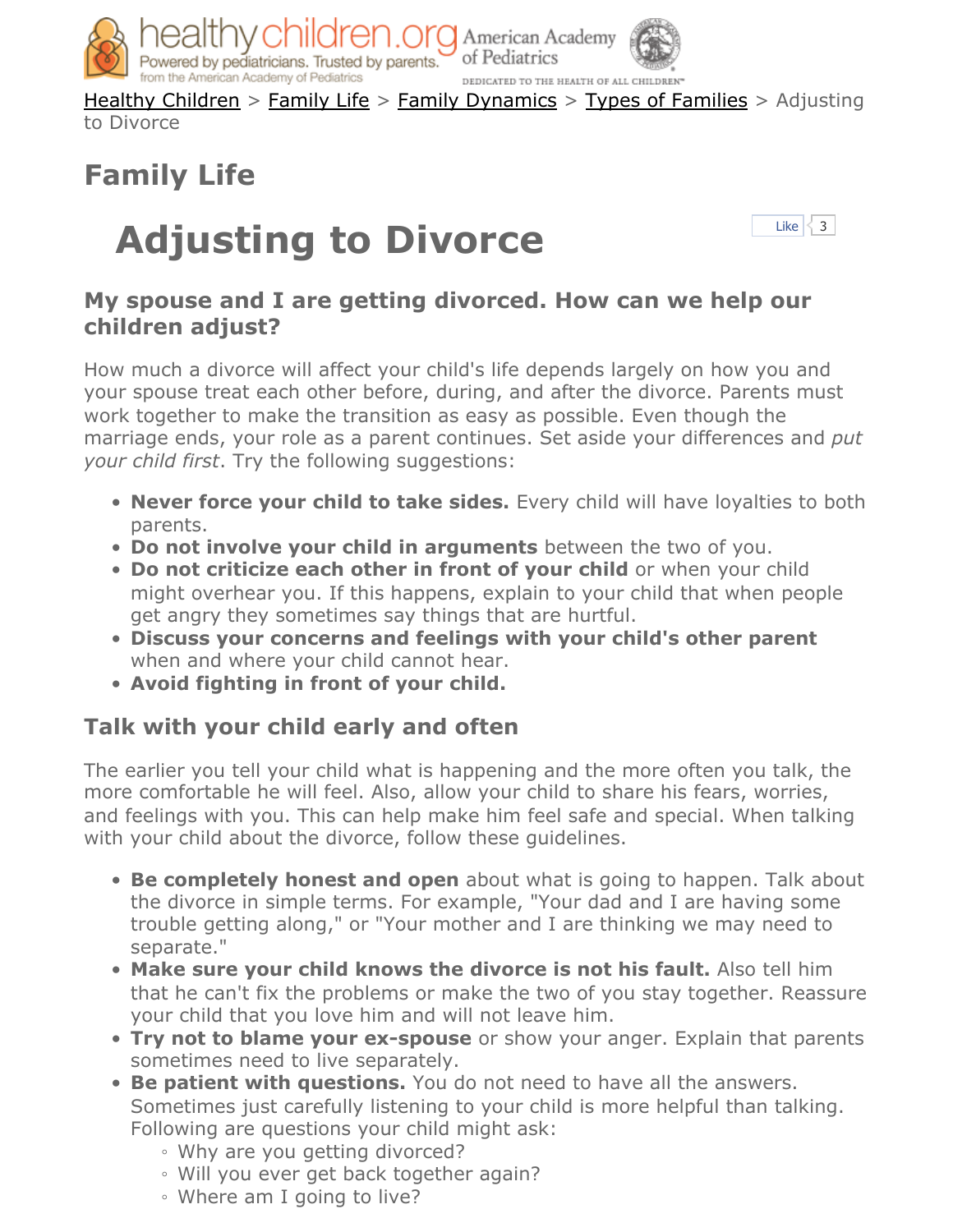healthychildren.org Powered by pediatricians. Trusted by parents. from the American Academy of Pediatrics

American Academy of Pediatrics DEDICATED TO THE HEALTH OF ALL CHILDREN™

Healthy Children > Family Life > Family Dynamics > Types of Families > Adjusting to Divorce

## Family Life

# Adjusting to Divorce

### My spouse and I are getting divorced. How can we help our children adjust?

How much a divorce will affect your child's life depends largely on how you and your spouse treat each other before, during, and after the divorce. Parents must work together to make the transition as easy as possible. Even though the marriage ends, your role as a parent continues. Set aside your differences and *put your child first*. Try the following suggestions:

- **Never force your child to take sides.** Every child will have loyalties to both parents.
- **Do not involve your child in arguments** between the two of you.
- **Do not criticize each other in front of your child** or when your child might overhear you. If this happens, explain to your child that when people get angry they sometimes say things that are hurtful.
- **Discuss your concerns and feelings with your child's other parent** when and where your child cannot hear.
- **Avoid fighting in front of your child.**

### Talk with your child early and often

The earlier you tell your child what is happening and the more often you talk, the more comfortable he will feel. Also, allow your child to share his fears, worries, and feelings with you. This can help make him feel safe and special. When talking with your child about the divorce, follow these guidelines.

- **Be completely honest and open** about what is going to happen. Talk about the divorce in simple terms. For example, "Your dad and I are having some trouble getting along," or "Your mother and I are thinking we may need to separate."
- **Make sure your child knows the divorce is not his fault.** Also tell him that he can't fix the problems or make the two of you stay together. Reassure your child that you love him and will not leave him.
- **Try not to blame your ex-spouse** or show your anger. Explain that parents sometimes need to live separately.
- **Be patient with questions.** You do not need to have all the answers. Sometimes just carefully listening to your child is more helpful than talking. Following are questions your child might ask:
  - Why are you getting divorced?
  - Will you ever get back together again?
  - Where am I going to live?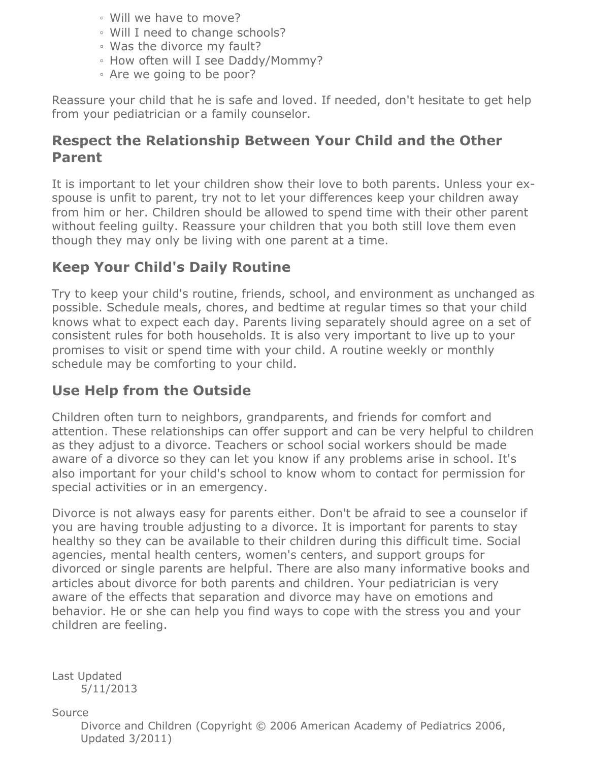- Will we have to move?
  - Will I need to change schools?
  - Was the divorce my fault?
  - How often will I see Daddy/Mommy?
  - Are we going to be poor?

Reassure your child that he is safe and loved. If needed, don't hesitate to get help from your pediatrician or a family counselor.

## Respect the Relationship Between Your Child and the Other Parent

It is important to let your children show their love to both parents. Unless your ex-spouse is unfit to parent, try not to let your differences keep your children away from him or her. Children should be allowed to spend time with their other parent without feeling guilty. Reassure your children that you both still love them even though they may only be living with one parent at a time.

## Keep Your Child's Daily Routine

Try to keep your child's routine, friends, school, and environment as unchanged as possible. Schedule meals, chores, and bedtime at regular times so that your child knows what to expect each day. Parents living separately should agree on a set of consistent rules for both households. It is also very important to live up to your promises to visit or spend time with your child. A routine weekly or monthly schedule may be comforting to your child.

## Use Help from the Outside

Children often turn to neighbors, grandparents, and friends for comfort and attention. These relationships can offer support and can be very helpful to children as they adjust to a divorce. Teachers or school social workers should be made aware of a divorce so they can let you know if any problems arise in school. It's also important for your child's school to know whom to contact for permission for special activities or in an emergency.

Divorce is not always easy for parents either. Don't be afraid to see a counselor if you are having trouble adjusting to a divorce. It is important for parents to stay healthy so they can be available to their children during this difficult time. Social agencies, mental health centers, women's centers, and support groups for divorced or single parents are helpful. There are also many informative books and articles about divorce for both parents and children. Your pediatrician is very aware of the effects that separation and divorce may have on emotions and behavior. He or she can help you find ways to cope with the stress you and your children are feeling.

Last Updated
5/11/2013

Source
Divorce and Children (Copyright © 2006 American Academy of Pediatrics 2006, Updated 3/2011)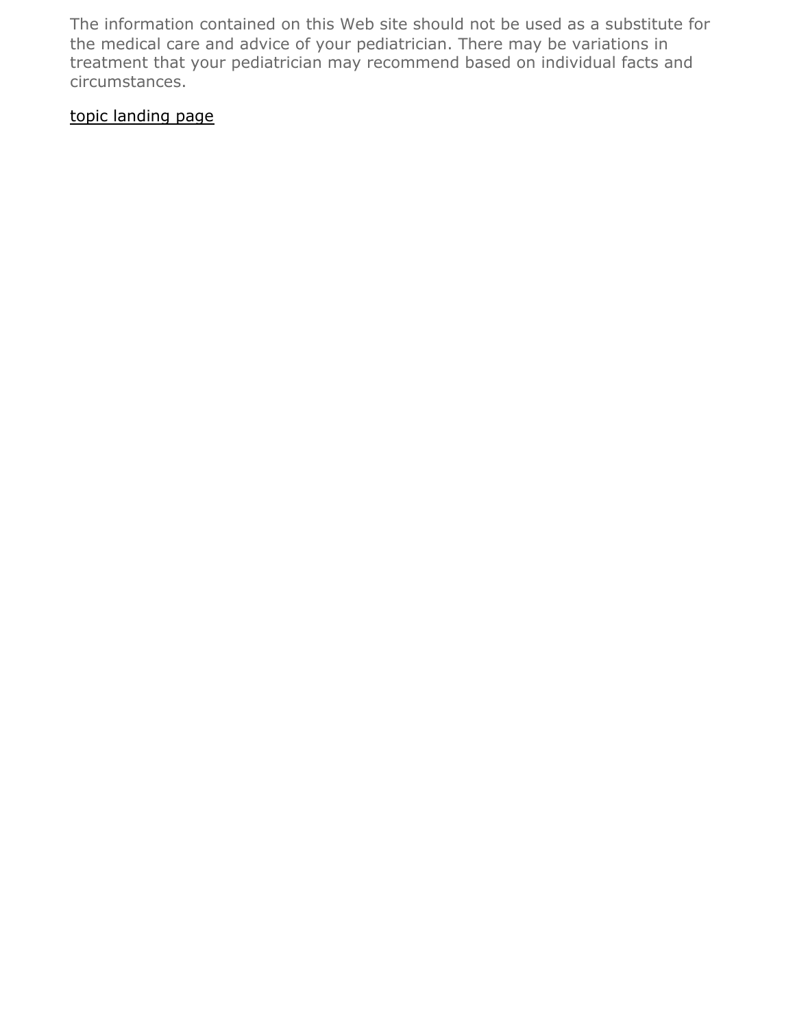The information contained on this Web site should not be used as a substitute for the medical care and advice of your pediatrician. There may be variations in treatment that your pediatrician may recommend based on individual facts and circumstances.

topic landing page